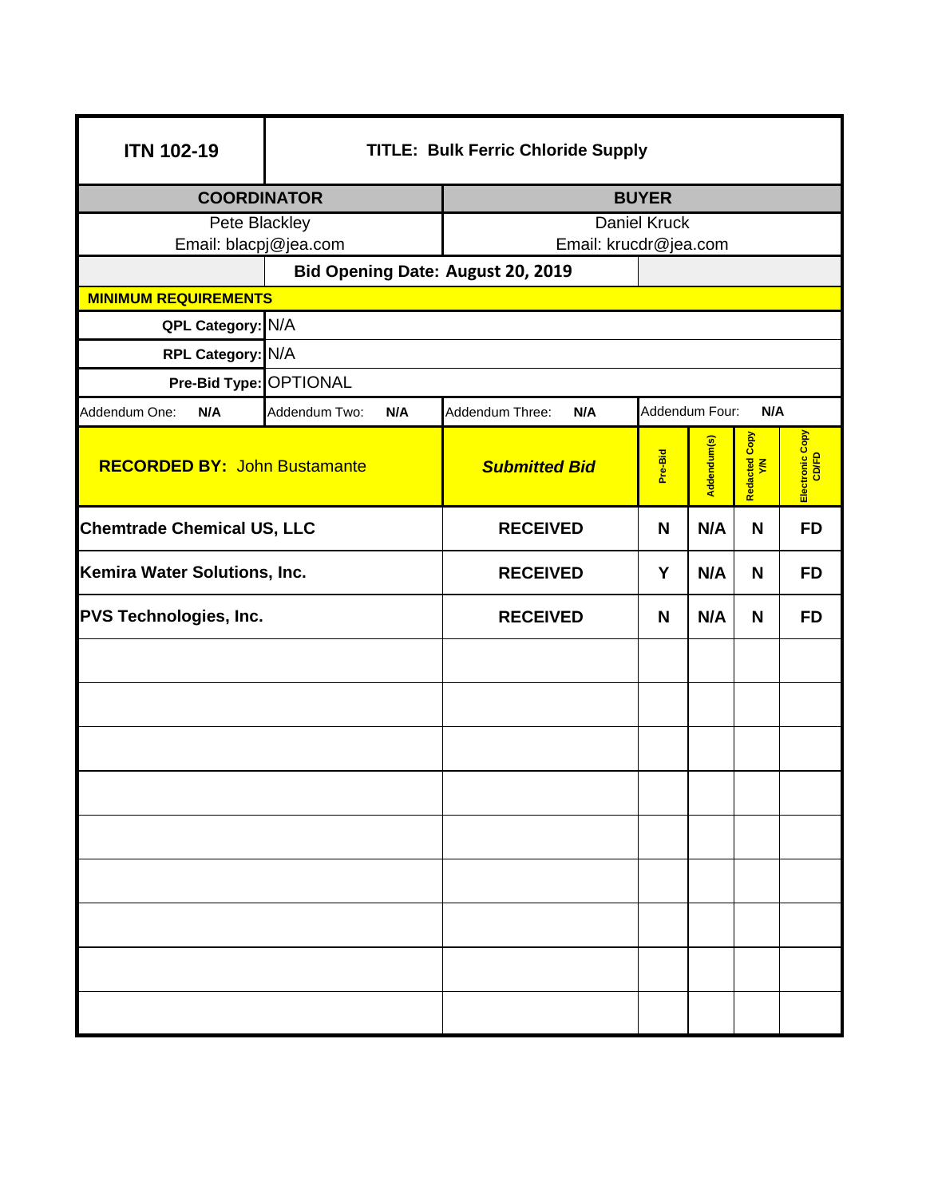| ITN 102-19 | TITLE: Bulk Ferric Chloride Supply | | | | |
|---|---|---|---|---|---|
| **COORDINATOR** | | **BUYER** | | | |
| Pete Blackley<br>Email: blacpj@jea.com | | Daniel Kruck<br>Email: krucdr@jea.com | | | |
| | **Bid Opening Date: August 20, 2019** | | | | |
| **MINIMUM REQUIREMENTS** | | | | | |
| **QPL Category:** | N/A | | | | |
| **RPL Category:** | N/A | | | | |
| **Pre-Bid Type:** | OPTIONAL | | | | |
| Addendum One: **N/A** | Addendum Two: **N/A** | Addendum Three: **N/A** | Addendum Four: **N/A** | | |

| **RECORDED BY:** John Bustamante | ***Submitted Bid*** | **Pre-Bid** | **Addendum(s)** | **Redacted Copy Y/N** | **Electronic Copy CD/FD** |
|---|---|---|---|---|---|
| **Chemtrade Chemical US, LLC** | **RECEIVED** | **N** | **N/A** | **N** | **FD** |
| **Kemira Water Solutions, Inc.** | **RECEIVED** | **Y** | **N/A** | **N** | **FD** |
| **PVS Technologies, Inc.** | **RECEIVED** | **N** | **N/A** | **N** | **FD** |
| | | | | | |
| | | | | | |
| | | | | | |
| | | | | | |
| | | | | | |
| | | | | | |
| | | | | | |
| | | | | | |
| | | | | | |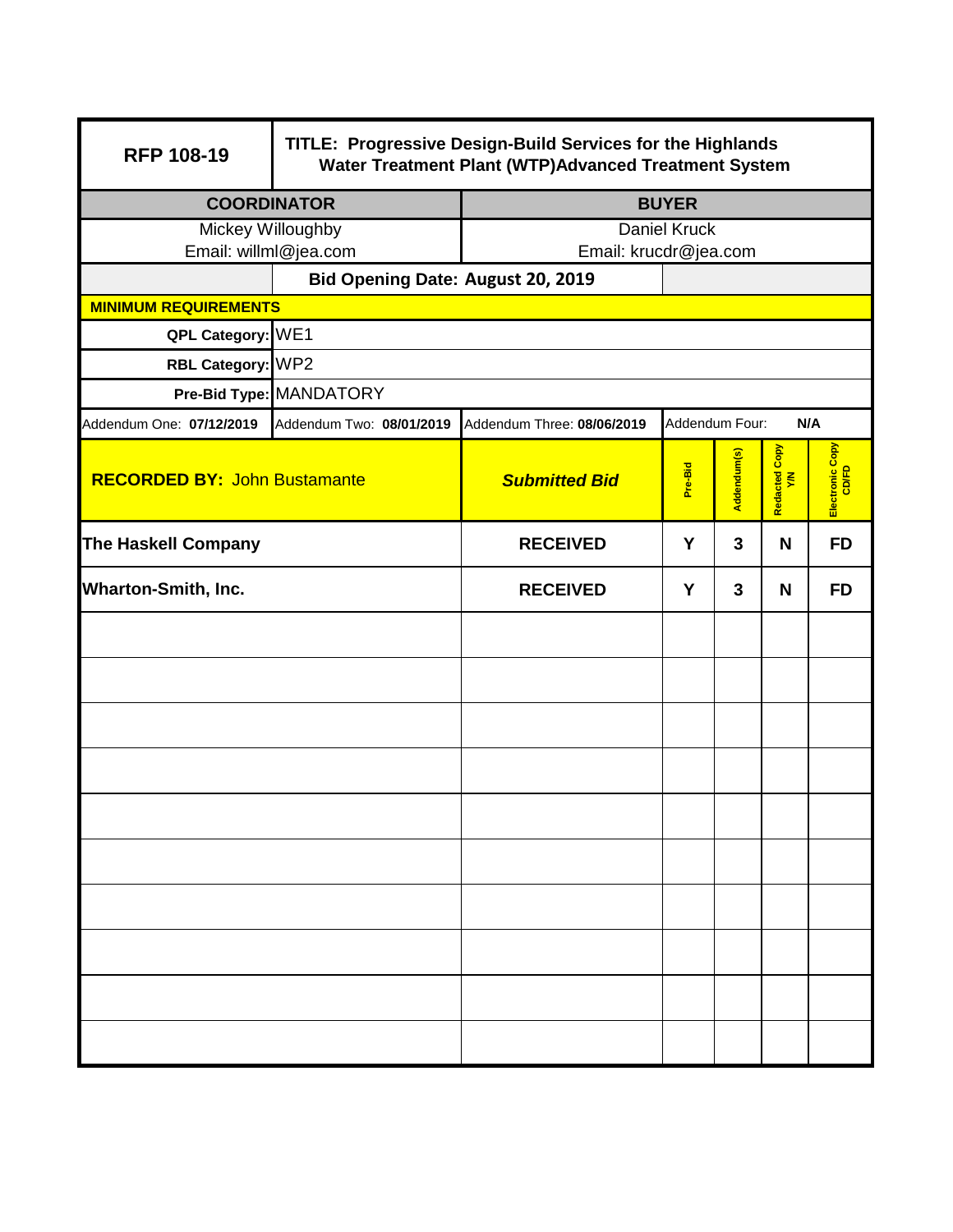| RFP 108-19 | TITLE: Progressive Design-Build Services for the Highlands Water Treatment Plant (WTP)Advanced Treatment System | | | | | |
|---|---|---|---|---|---|---|
| **COORDINATOR** | | **BUYER** | | | | |
| Mickey Willoughby<br>Email: willml@jea.com | | Daniel Kruck<br>Email: krucdr@jea.com | | | | |
| | **Bid Opening Date: August 20, 2019** | | | | | |
| **MINIMUM REQUIREMENTS** | | | | | | |
| **QPL Category:** | WE1 | | | | | |
| **RBL Category:** | WP2 | | | | | |
| **Pre-Bid Type:** | MANDATORY | | | | | |
| Addendum One: **07/12/2019** | Addendum Two: **08/01/2019** | Addendum Three: **08/06/2019** | Addendum Four: **N/A** | | | |
| **RECORDED BY:** John Bustamante | | ***Submitted Bid*** | **Pre-Bid** | **Addendum(s)** | **Redacted Copy Y/N** | **Electronic Copy CD/FD** |
| **The Haskell Company** | | **RECEIVED** | **Y** | **3** | **N** | **FD** |
| **Wharton-Smith, Inc.** | | **RECEIVED** | **Y** | **3** | **N** | **FD** |
| | | | | | | |
| | | | | | | |
| | | | | | | |
| | | | | | | |
| | | | | | | |
| | | | | | | |
| | | | | | | |
| | | | | | | |
| | | | | | | |
| | | | | | | |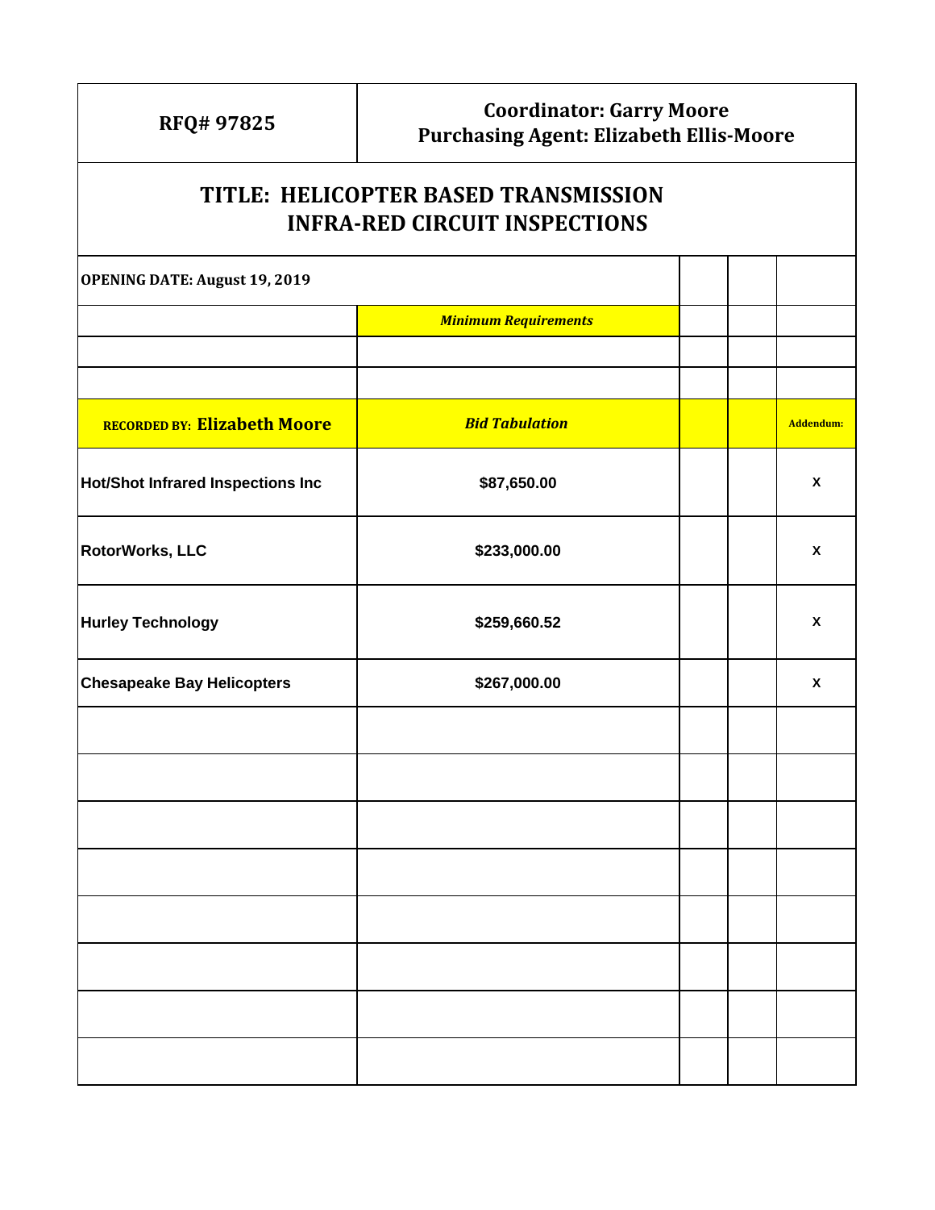| RFQ# 97825 | Coordinator: Garry Moore<br>Purchasing Agent: Elizabeth Ellis-Moore | | | |
|---|---|---|---|---|

## TITLE: HELICOPTER BASED TRANSMISSION INFRA-RED CIRCUIT INSPECTIONS

| | | | | |
|---|---|---|---|---|
| **OPENING DATE: August 19, 2019** | | | | |
| | ***Minimum Requirements*** | | | |
| | | | | |
| | | | | |
| **RECORDED BY: Elizabeth Moore** | ***Bid Tabulation*** | | | **Addendum:** |
| **Hot/Shot Infrared Inspections Inc** | **$87,650.00** | | | **X** |
| **RotorWorks, LLC** | **$233,000.00** | | | **X** |
| **Hurley Technology** | **$259,660.52** | | | **X** |
| **Chesapeake Bay Helicopters** | **$267,000.00** | | | **X** |
| | | | | |
| | | | | |
| | | | | |
| | | | | |
| | | | | |
| | | | | |
| | | | | |
| | | | | |